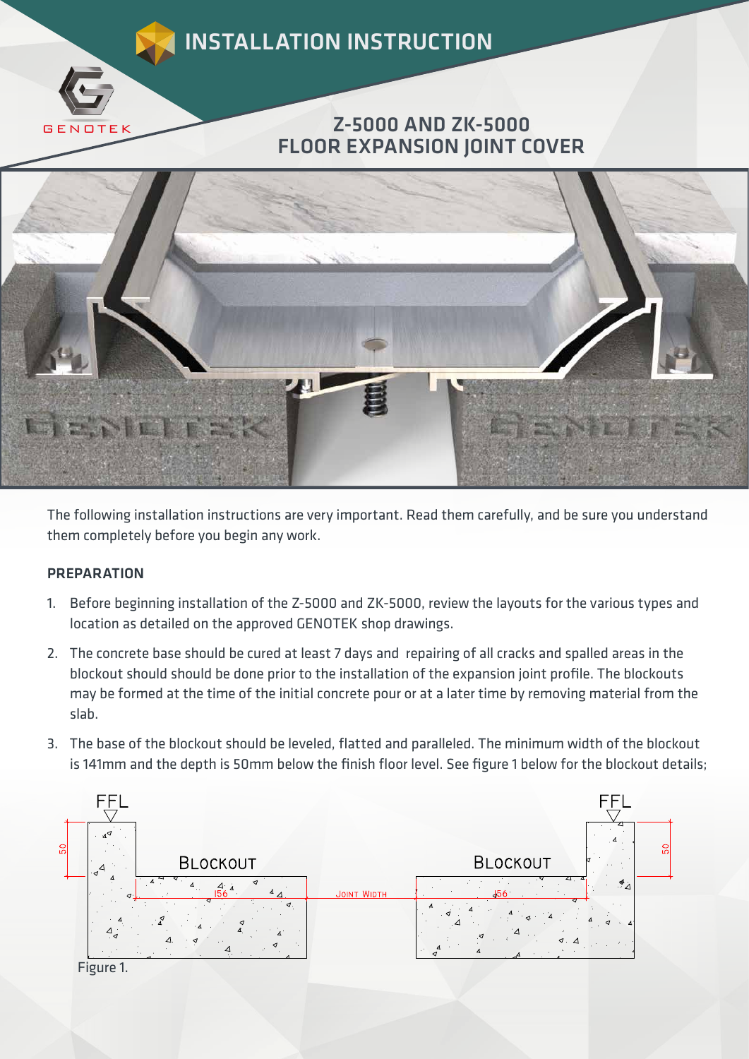# INSTALLATION INSTRUCTION

## Z-5000 AND ZK-5000 FLOOR EXPANSION JOINT COVER

The following installation instructions are very important. Read them carefully, and be sure you understand them completely before you begin any work.

### PREPARATION

1. Before beginning installation of the Z-5000 and ZK-5000, review the layouts for the various types and location as detailed on the approved GENOTEK shop drawings.
2. The concrete base should be cured at least 7 days and  repairing of all cracks and spalled areas in the blockout should should be done prior to the installation of the expansion joint profile. The blockouts may be formed at the time of the initial concrete pour or at a later time by removing material from the slab.
3. The base of the blockout should be leveled, flatted and paralleled. The minimum width of the blockout is 141mm and the depth is 50mm below the finish floor level. See figure 1 below for the blockout details;

FFL | BLOCKOUT | 50 | 156 | JOINT WIDTH | BLOCKOUT | 56 | FFL | 50

Figure 1.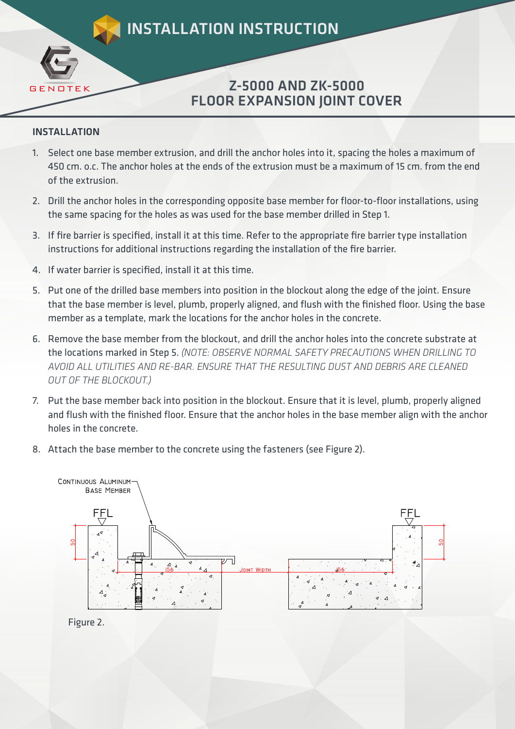# INSTALLATION INSTRUCTION

## Z-5000 AND ZK-5000 FLOOR EXPANSION JOINT COVER

### INSTALLATION

1. Select one base member extrusion, and drill the anchor holes into it, spacing the holes a maximum of 450 cm. o.c. The anchor holes at the ends of the extrusion must be a maximum of 15 cm. from the end of the extrusion.
2. Drill the anchor holes in the corresponding opposite base member for floor-to-floor installations, using the same spacing for the holes as was used for the base member drilled in Step 1.
3. If fire barrier is specified, install it at this time. Refer to the appropriate fire barrier type installation instructions for additional instructions regarding the installation of the fire barrier.
4. If water barrier is specified, install it at this time.
5. Put one of the drilled base members into position in the blockout along the edge of the joint. Ensure that the base member is level, plumb, properly aligned, and flush with the finished floor. Using the base member as a template, mark the locations for the anchor holes in the concrete.
6. Remove the base member from the blockout, and drill the anchor holes into the concrete substrate at the locations marked in Step 5. *(NOTE: OBSERVE NORMAL SAFETY PRECAUTIONS WHEN DRILLING TO AVOID ALL UTILITIES AND RE-BAR. ENSURE THAT THE RESULTING DUST AND DEBRIS ARE CLEANED OUT OF THE BLOCKOUT.)*
7. Put the base member back into position in the blockout. Ensure that it is level, plumb, properly aligned and flush with the finished floor. Ensure that the anchor holes in the base member align with the anchor holes in the concrete.
8. Attach the base member to the concrete using the fasteners (see Figure 2).

Figure 2.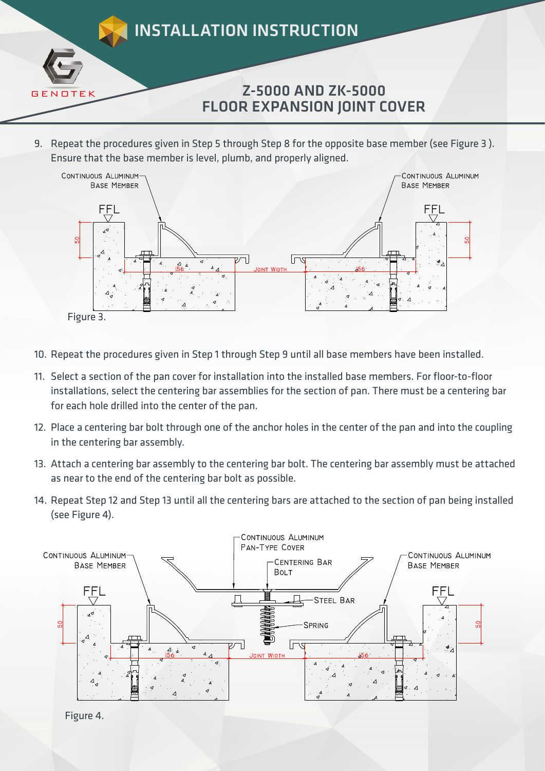# INSTALLATION INSTRUCTION

## Z-5000 AND ZK-5000 FLOOR EXPANSION JOINT COVER

9. Repeat the procedures given in Step 5 through Step 8 for the opposite base member (see Figure 3 ). Ensure that the base member is level, plumb, and properly aligned.

Figure 3.

10. Repeat the procedures given in Step 1 through Step 9 until all base members have been installed.
11. Select a section of the pan cover for installation into the installed base members. For floor-to-floor installations, select the centering bar assemblies for the section of pan. There must be a centering bar for each hole drilled into the center of the pan.
12. Place a centering bar bolt through one of the anchor holes in the center of the pan and into the coupling in the centering bar assembly.
13. Attach a centering bar assembly to the centering bar bolt. The centering bar assembly must be attached as near to the end of the centering bar bolt as possible.
14. Repeat Step 12 and Step 13 until all the centering bars are attached to the section of pan being installed (see Figure 4).

Figure 4.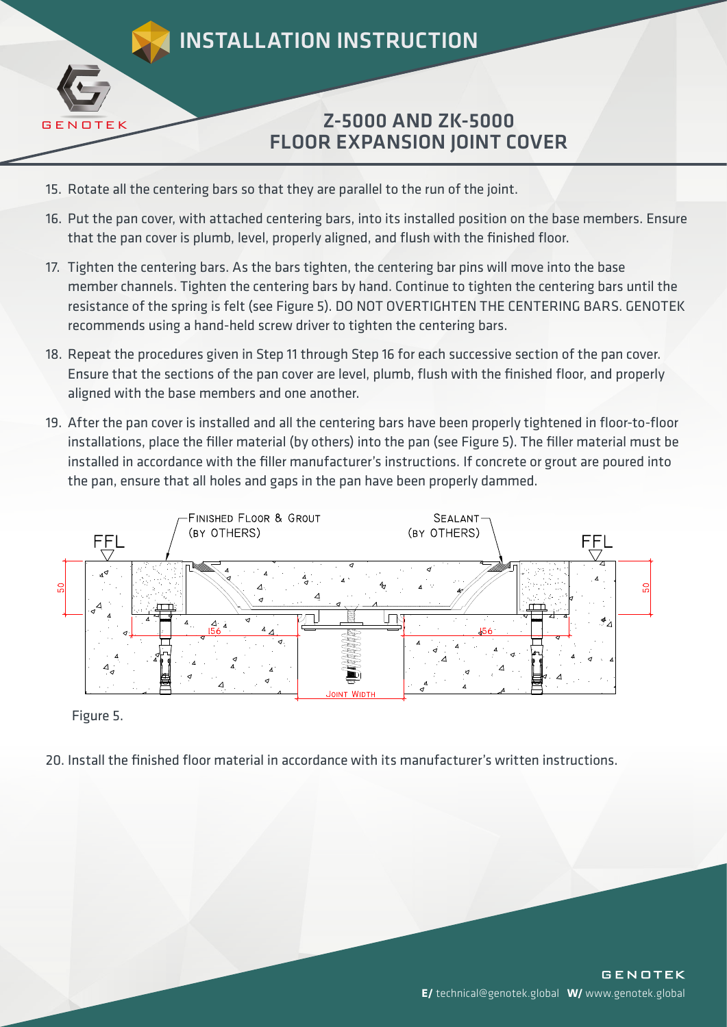# INSTALLATION INSTRUCTION

## Z-5000 AND ZK-5000 FLOOR EXPANSION JOINT COVER

15. Rotate all the centering bars so that they are parallel to the run of the joint.
16. Put the pan cover, with attached centering bars, into its installed position on the base members. Ensure that the pan cover is plumb, level, properly aligned, and flush with the finished floor.
17. Tighten the centering bars. As the bars tighten, the centering bar pins will move into the base member channels. Tighten the centering bars by hand. Continue to tighten the centering bars until the resistance of the spring is felt (see Figure 5). DO NOT OVERTIGHTEN THE CENTERING BARS. GENOTEK recommends using a hand-held screw driver to tighten the centering bars.
18. Repeat the procedures given in Step 11 through Step 16 for each successive section of the pan cover. Ensure that the sections of the pan cover are level, plumb, flush with the finished floor, and properly aligned with the base members and one another.
19. After the pan cover is installed and all the centering bars have been properly tightened in floor-to-floor installations, place the filler material (by others) into the pan (see Figure 5). The filler material must be installed in accordance with the filler manufacturer's instructions. If concrete or grout are poured into the pan, ensure that all holes and gaps in the pan have been properly dammed.

FINISHED FLOOR & GROUT (BY OTHERS)
SEALANT (BY OTHERS)
FFL
FFL
50
50
156
156
JOINT WIDTH

Figure 5.

20. Install the finished floor material in accordance with its manufacturer's written instructions.